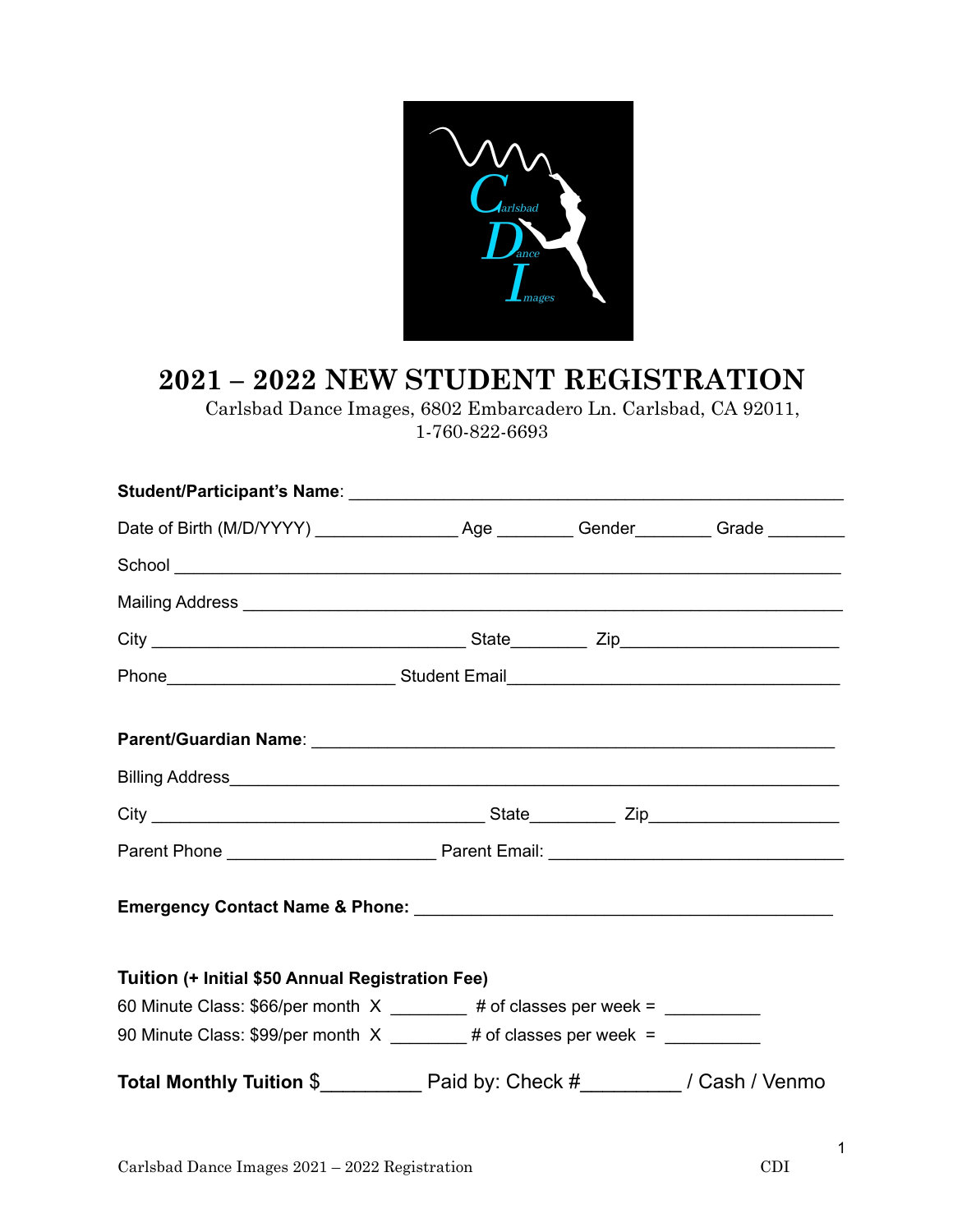Carlsbad Dance Images

# 2021 – 2022 NEW STUDENT REGISTRATION

Carlsbad Dance Images, 6802 Embarcadero Ln. Carlsbad, CA 92011,
1-760-822-6693

**Student/Participant's Name**: ____________________________________________________

Date of Birth (M/D/YYYY) _______________ Age ________ Gender________ Grade ________

School ______________________________________________________________

Mailing Address _______________________________________________________

City _________________________________ State________ Zip______________________

Phone________________________ Student Email___________________________________

**Parent/Guardian Name**: ________________________________________________________

Billing Address________________________________________________________________

City ___________________________________ State_________ Zip____________________

Parent Phone ______________________ Parent Email: _______________________________

**Emergency Contact Name & Phone:** ____________________________________________

**Tuition (+ Initial $50 Annual Registration Fee)**

60 Minute Class: $66/per month X ________ # of classes per week = __________

90 Minute Class: $99/per month X ________ # of classes per week = __________

**Total Monthly Tuition** $_________ Paid by: Check #_________ / Cash / Venmo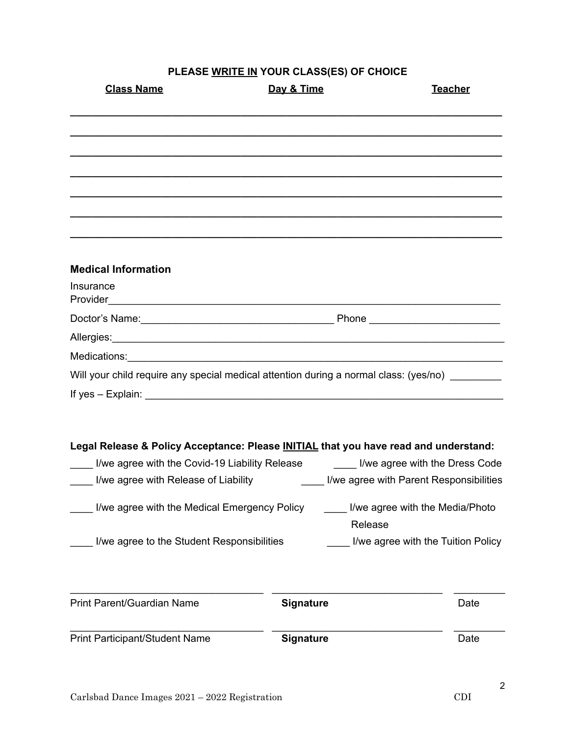**PLEASE WRITE IN YOUR CLASS(ES) OF CHOICE**

| Class Name | Day & Time | Teacher |
| --- | --- | --- |
| | | |
| | | |
| | | |
| | | |
| | | |
| | | |
| | | |

**Medical Information**

Insurance Provider_______________________________________________________________________

Doctor's Name:_________________________________ Phone ______________________

Allergies:_______________________________________________________________________

Medications:_____________________________________________________________________

Will your child require any special medical attention during a normal class: (yes/no) _________

If yes – Explain: _______________________________________________________________

**Legal Release & Policy Acceptance: Please INITIAL that you have read and understand:**

____ I/we agree with the Covid-19 Liability Release

____ I/we agree with the Dress Code

____ I/we agree with Release of Liability

____ I/we agree with Parent Responsibilities

____ I/we agree with the Medical Emergency Policy

____ I/we agree with the Media/Photo Release

____ I/we agree to the Student Responsibilities

____ I/we agree with the Tuition Policy

| | | |
| --- | --- | --- |
| Print Parent/Guardian Name | **Signature** | Date |
| Print Participant/Student Name | **Signature** | Date |